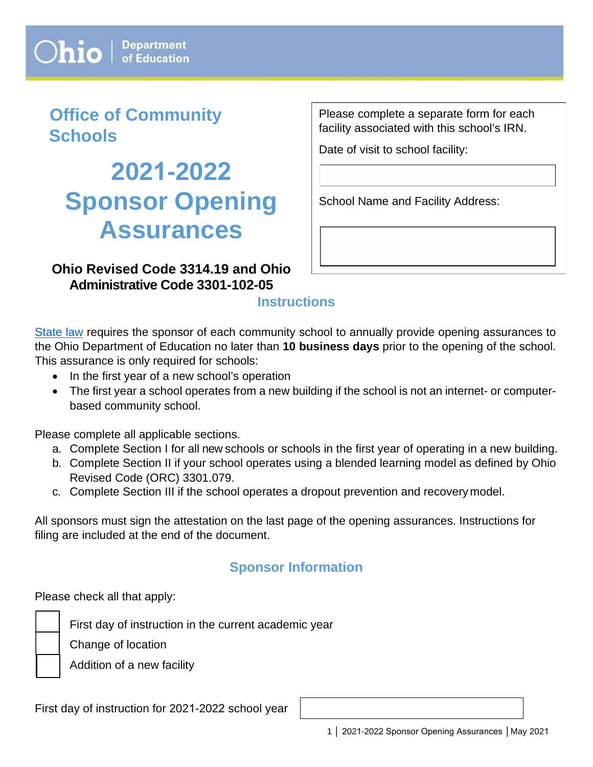Ohio | Department of Education

## Office of Community Schools

# 2021-2022 Sponsor Opening Assurances

**Ohio Revised Code 3314.19 and Ohio Administrative Code 3301-102-05**

Please complete a separate form for each facility associated with this school's IRN.

Date of visit to school facility:

School Name and Facility Address:

## Instructions

State law requires the sponsor of each community school to annually provide opening assurances to the Ohio Department of Education no later than **10 business days** prior to the opening of the school. This assurance is only required for schools:

- In the first year of a new school's operation
- The first year a school operates from a new building if the school is not an internet- or computer-based community school.

Please complete all applicable sections.

a. Complete Section I for all new schools or schools in the first year of operating in a new building.
b. Complete Section II if your school operates using a blended learning model as defined by Ohio Revised Code (ORC) 3301.079.
c. Complete Section III if the school operates a dropout prevention and recovery model.

All sponsors must sign the attestation on the last page of the opening assurances. Instructions for filing are included at the end of the document.

## Sponsor Information

Please check all that apply:

- [ ] First day of instruction in the current academic year
- [ ] Change of location
- [ ] Addition of a new facility

First day of instruction for 2021-2022 school year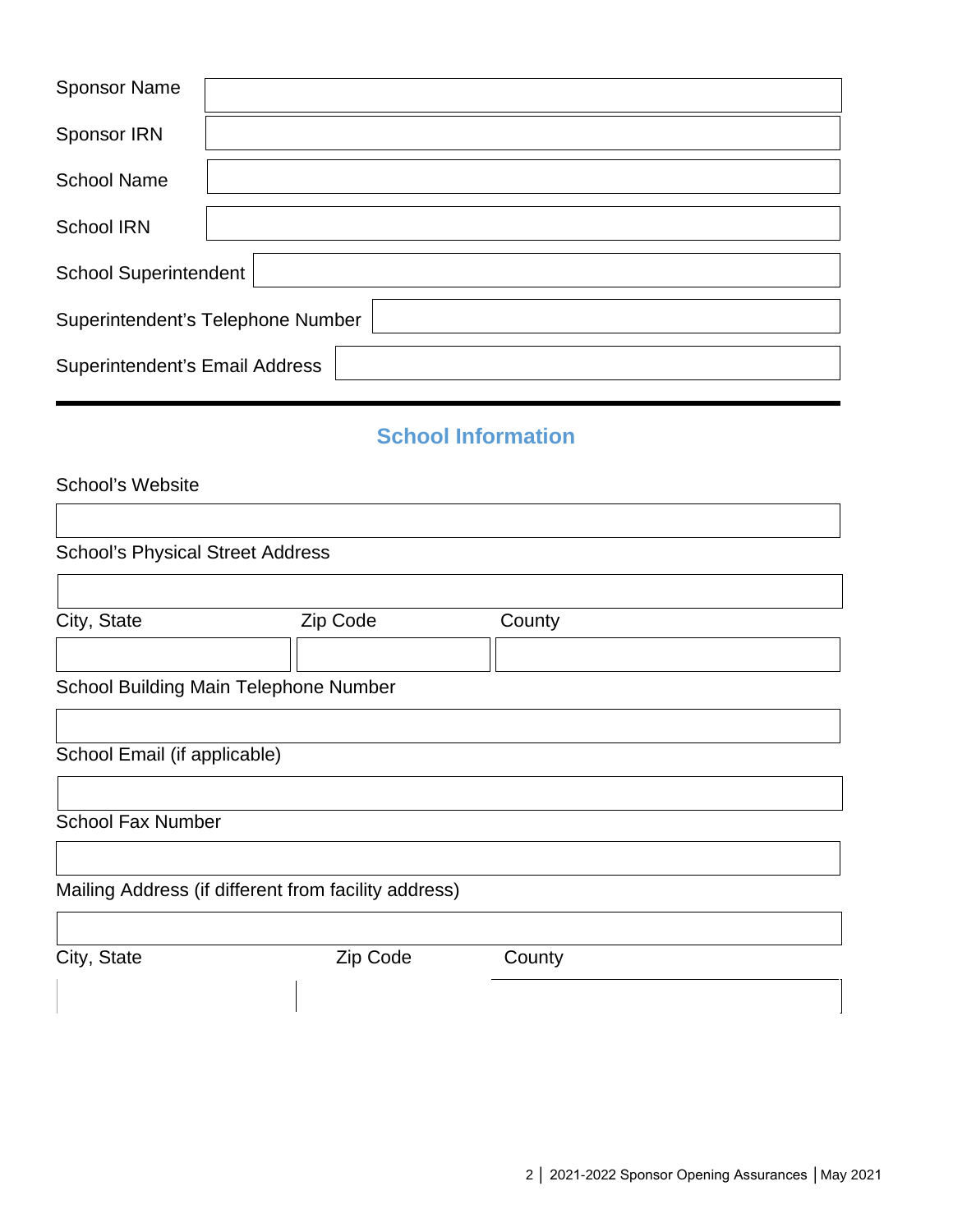Sponsor Name

Sponsor IRN

School Name

School IRN

School Superintendent

Superintendent's Telephone Number

Superintendent's Email Address

---

## School Information

School's Website

School's Physical Street Address

| City, State | Zip Code | County |
|---|---|---|
| | | |

School Building Main Telephone Number

School Email (if applicable)

School Fax Number

Mailing Address (if different from facility address)

| City, State | Zip Code | County |
|---|---|---|
| | | |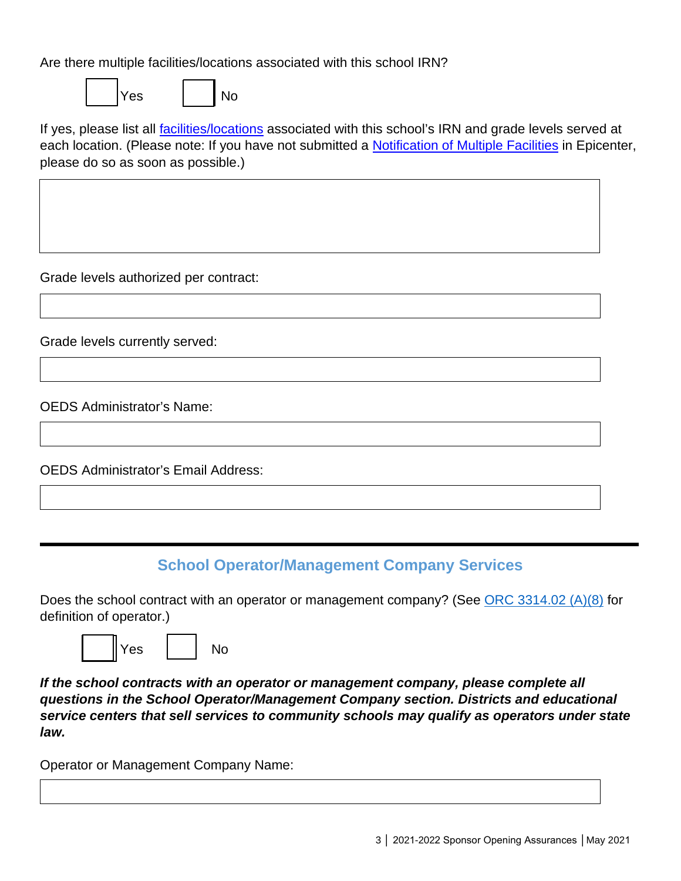Are there multiple facilities/locations associated with this school IRN?

☐ Yes ☐ No

If yes, please list all [facilities/locations](#) associated with this school's IRN and grade levels served at each location. (Please note: If you have not submitted a [Notification of Multiple Facilities](#) in Epicenter, please do so as soon as possible.)

Grade levels authorized per contract:

Grade levels currently served:

OEDS Administrator's Name:

OEDS Administrator's Email Address:

---

## School Operator/Management Company Services

Does the school contract with an operator or management company? (See [ORC 3314.02 (A)(8)](#) for definition of operator.)

☐ Yes ☐ No

***If the school contracts with an operator or management company, please complete all questions in the School Operator/Management Company section. Districts and educational service centers that sell services to community schools may qualify as operators under state law.***

Operator or Management Company Name: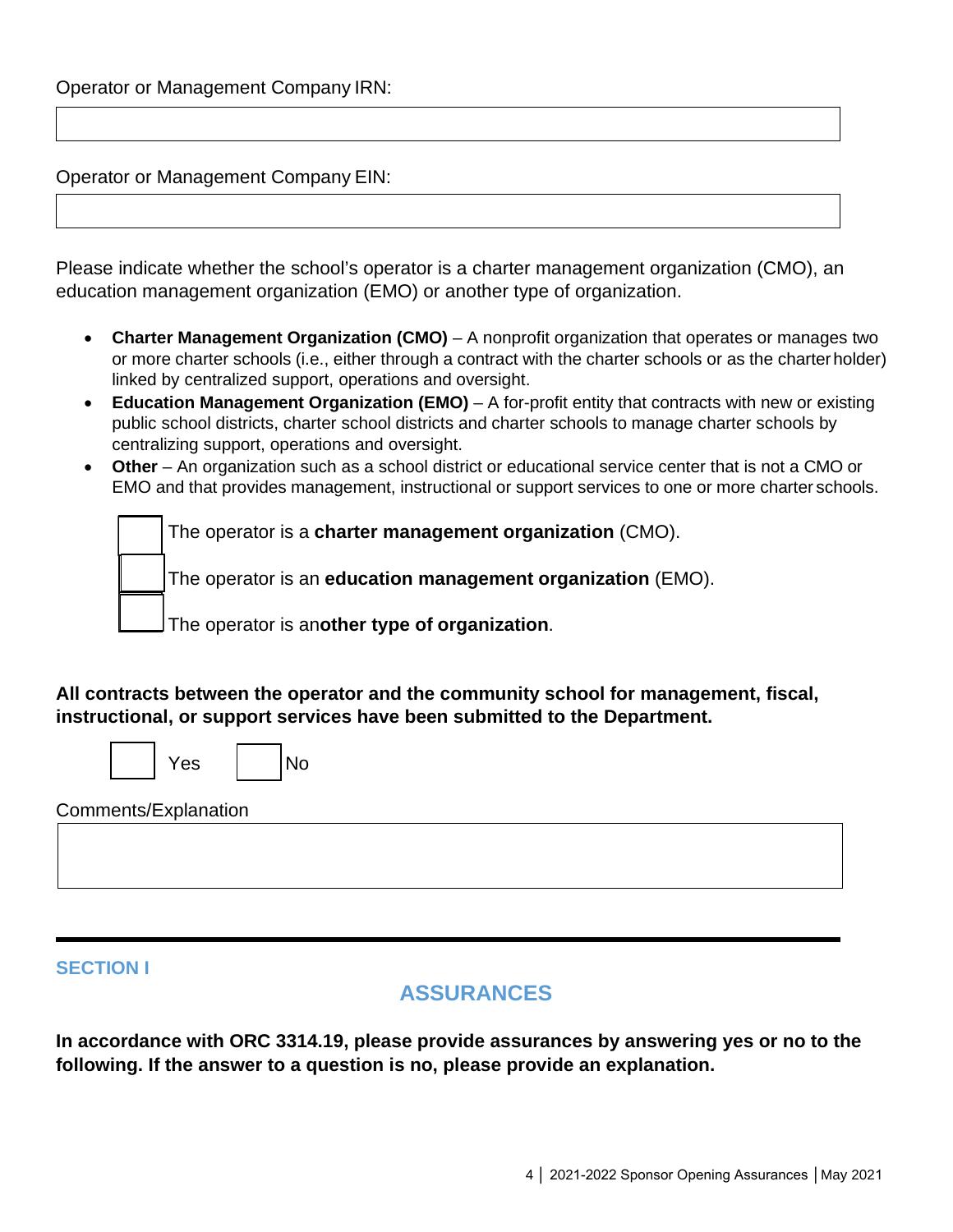Operator or Management Company IRN:

Operator or Management Company EIN:

Please indicate whether the school's operator is a charter management organization (CMO), an education management organization (EMO) or another type of organization.

- **Charter Management Organization (CMO)** – A nonprofit organization that operates or manages two or more charter schools (i.e., either through a contract with the charter schools or as the charter holder) linked by centralized support, operations and oversight.
- **Education Management Organization (EMO)** – A for-profit entity that contracts with new or existing public school districts, charter school districts and charter schools to manage charter schools by centralizing support, operations and oversight.
- **Other** – An organization such as a school district or educational service center that is not a CMO or EMO and that provides management, instructional or support services to one or more charter schools.

☐ The operator is a **charter management organization** (CMO).

☐ The operator is an **education management organization** (EMO).

☐ The operator is an **other type of organization**.

**All contracts between the operator and the community school for management, fiscal, instructional, or support services have been submitted to the Department.**

☐ Yes ☐ No

Comments/Explanation

---

SECTION I

## ASSURANCES

**In accordance with ORC 3314.19, please provide assurances by answering yes or no to the following. If the answer to a question is no, please provide an explanation.**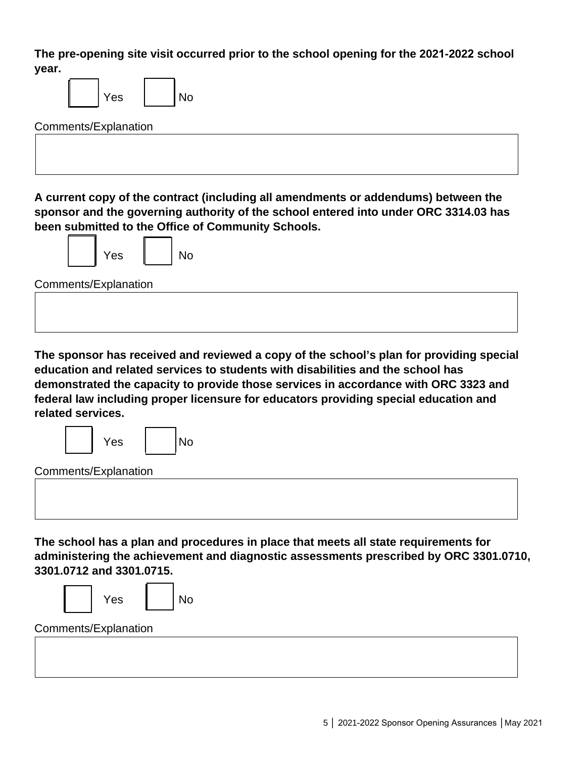**The pre-opening site visit occurred prior to the school opening for the 2021-2022 school year.**

☐ Yes ☐ No

Comments/Explanation

**A current copy of the contract (including all amendments or addendums) between the sponsor and the governing authority of the school entered into under ORC 3314.03 has been submitted to the Office of Community Schools.**

☐ Yes ☐ No

Comments/Explanation

**The sponsor has received and reviewed a copy of the school's plan for providing special education and related services to students with disabilities and the school has demonstrated the capacity to provide those services in accordance with ORC 3323 and federal law including proper licensure for educators providing special education and related services.**

☐ Yes ☐ No

Comments/Explanation

**The school has a plan and procedures in place that meets all state requirements for administering the achievement and diagnostic assessments prescribed by ORC 3301.0710, 3301.0712 and 3301.0715.**

☐ Yes ☐ No

Comments/Explanation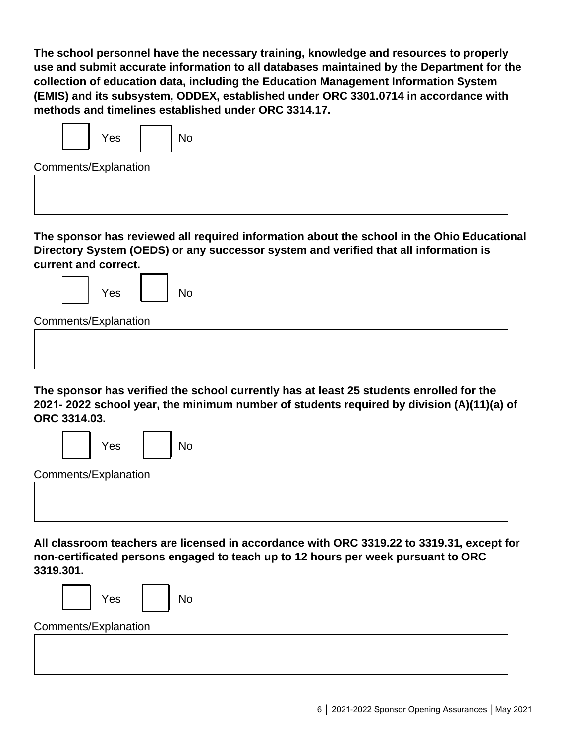**The school personnel have the necessary training, knowledge and resources to properly use and submit accurate information to all databases maintained by the Department for the collection of education data, including the Education Management Information System (EMIS) and its subsystem, ODDEX, established under ORC 3301.0714 in accordance with methods and timelines established under ORC 3314.17.**

☐ Yes ☐ No

Comments/Explanation

**The sponsor has reviewed all required information about the school in the Ohio Educational Directory System (OEDS) or any successor system and verified that all information is current and correct.**

☐ Yes ☐ No

Comments/Explanation

**The sponsor has verified the school currently has at least 25 students enrolled for the 2021- 2022 school year, the minimum number of students required by division (A)(11)(a) of ORC 3314.03.**

☐ Yes ☐ No

Comments/Explanation

**All classroom teachers are licensed in accordance with ORC 3319.22 to 3319.31, except for non-certificated persons engaged to teach up to 12 hours per week pursuant to ORC 3319.301.**

☐ Yes ☐ No

Comments/Explanation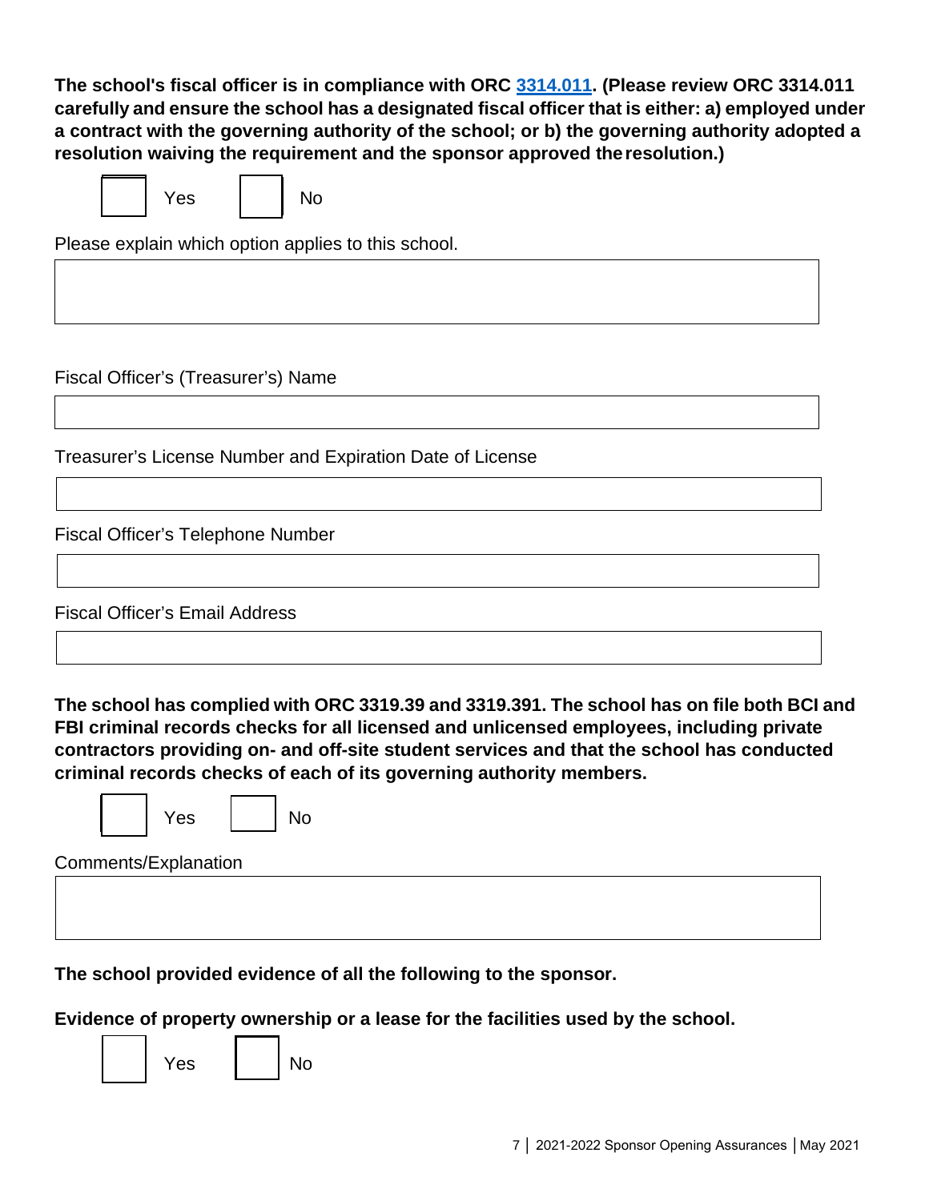**The school's fiscal officer is in compliance with ORC [3314.011](). (Please review ORC 3314.011 carefully and ensure the school has a designated fiscal officer that is either: a) employed under a contract with the governing authority of the school; or b) the governing authority adopted a resolution waiving the requirement and the sponsor approved the resolution.)**

☐ Yes ☐ No

Please explain which option applies to this school.

Fiscal Officer's (Treasurer's) Name

Treasurer's License Number and Expiration Date of License

Fiscal Officer's Telephone Number

Fiscal Officer's Email Address

**The school has complied with ORC 3319.39 and 3319.391. The school has on file both BCI and FBI criminal records checks for all licensed and unlicensed employees, including private contractors providing on- and off-site student services and that the school has conducted criminal records checks of each of its governing authority members.**

☐ Yes ☐ No

Comments/Explanation

**The school provided evidence of all the following to the sponsor.**

**Evidence of property ownership or a lease for the facilities used by the school.**

☐ Yes ☐ No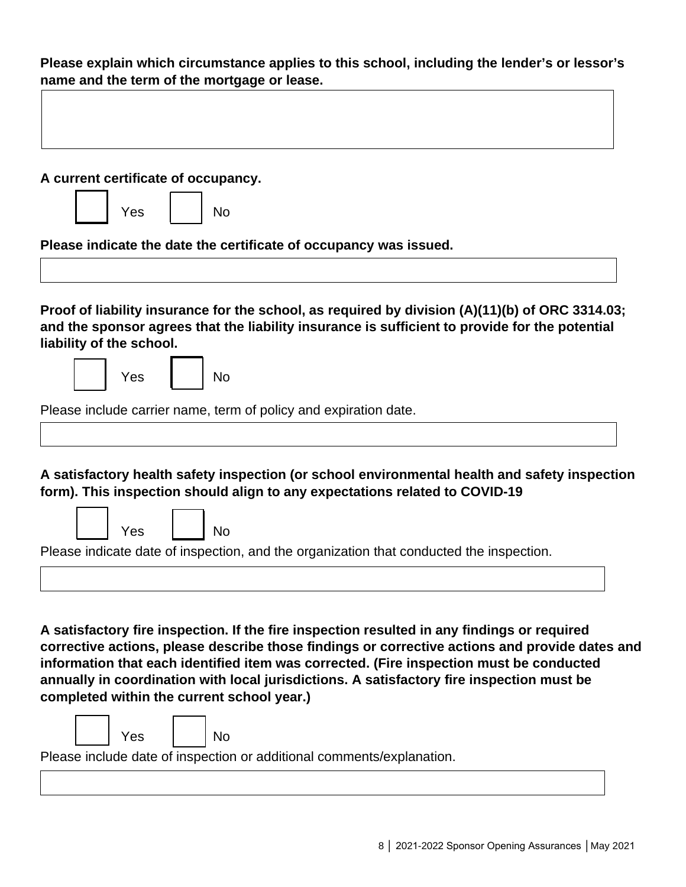**Please explain which circumstance applies to this school, including the lender's or lessor's name and the term of the mortgage or lease.**

**A current certificate of occupancy.**

☐ Yes ☐ No

**Please indicate the date the certificate of occupancy was issued.**

**Proof of liability insurance for the school, as required by division (A)(11)(b) of ORC 3314.03; and the sponsor agrees that the liability insurance is sufficient to provide for the potential liability of the school.**

☐ Yes ☐ No

Please include carrier name, term of policy and expiration date.

**A satisfactory health safety inspection (or school environmental health and safety inspection form). This inspection should align to any expectations related to COVID-19**

☐ Yes ☐ No

Please indicate date of inspection, and the organization that conducted the inspection.

**A satisfactory fire inspection. If the fire inspection resulted in any findings or required corrective actions, please describe those findings or corrective actions and provide dates and information that each identified item was corrected. (Fire inspection must be conducted annually in coordination with local jurisdictions. A satisfactory fire inspection must be completed within the current school year.)**

☐ Yes ☐ No

Please include date of inspection or additional comments/explanation.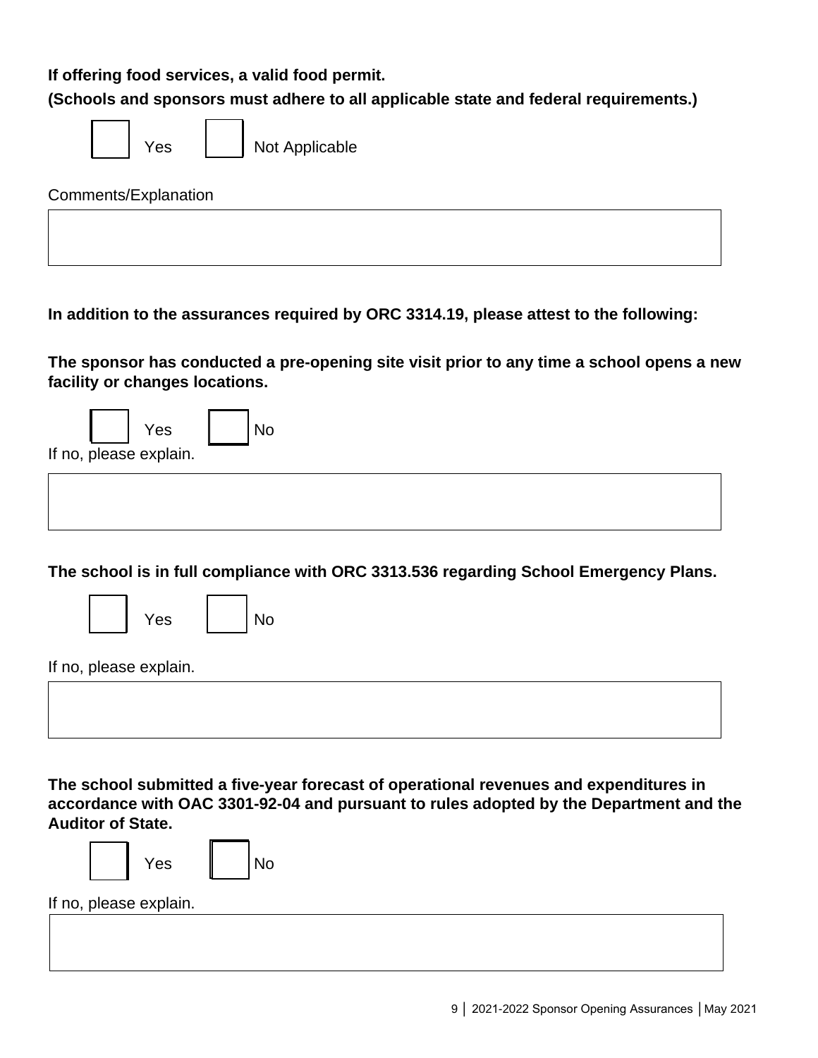**If offering food services, a valid food permit.**

**(Schools and sponsors must adhere to all applicable state and federal requirements.)**

☐ Yes ☐ Not Applicable

Comments/Explanation

&nbsp;

**In addition to the assurances required by ORC 3314.19, please attest to the following:**

**The sponsor has conducted a pre-opening site visit prior to any time a school opens a new facility or changes locations.**

☐ Yes ☐ No

If no, please explain.

&nbsp;

**The school is in full compliance with ORC 3313.536 regarding School Emergency Plans.**

☐ Yes ☐ No

If no, please explain.

&nbsp;

**The school submitted a five-year forecast of operational revenues and expenditures in accordance with OAC 3301-92-04 and pursuant to rules adopted by the Department and the Auditor of State.**

☐ Yes ☐ No

If no, please explain.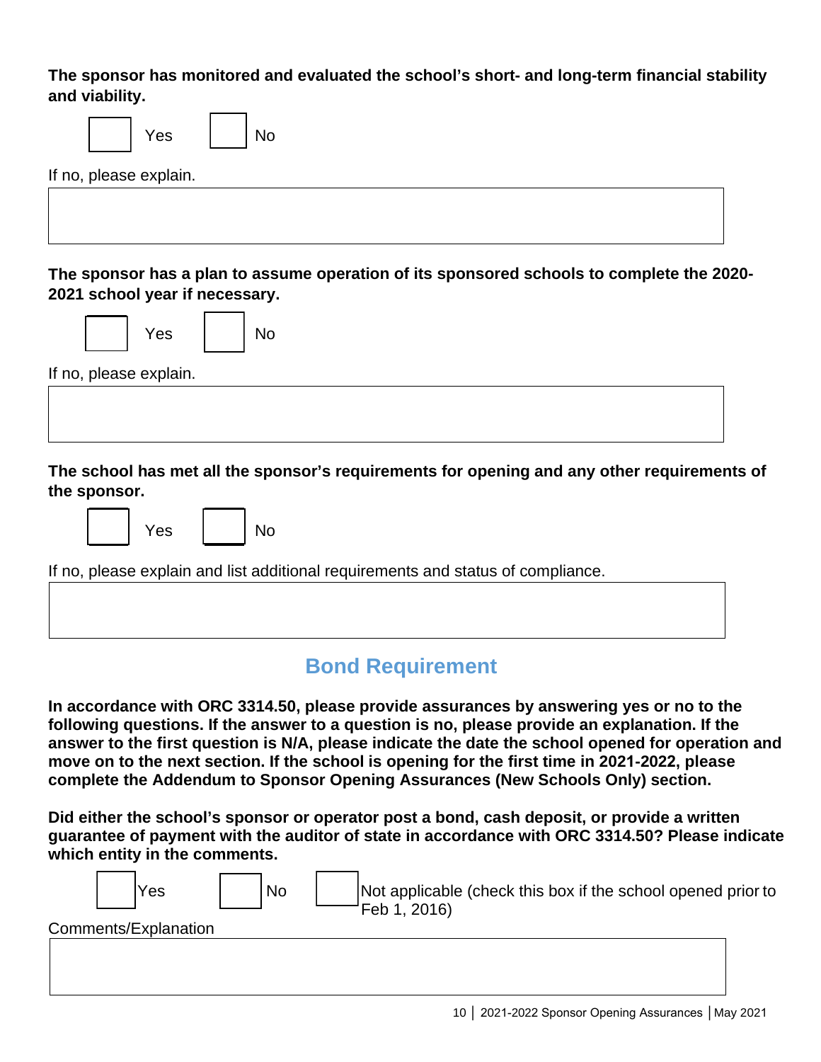**The sponsor has monitored and evaluated the school's short- and long-term financial stability and viability.**

☐ Yes ☐ No

If no, please explain.

&nbsp;

**The sponsor has a plan to assume operation of its sponsored schools to complete the 2020-2021 school year if necessary.**

☐ Yes ☐ No

If no, please explain.

&nbsp;

**The school has met all the sponsor's requirements for opening and any other requirements of the sponsor.**

☐ Yes ☐ No

If no, please explain and list additional requirements and status of compliance.

&nbsp;

## Bond Requirement

**In accordance with ORC 3314.50, please provide assurances by answering yes or no to the following questions. If the answer to a question is no, please provide an explanation. If the answer to the first question is N/A, please indicate the date the school opened for operation and move on to the next section. If the school is opening for the first time in 2021-2022, please complete the Addendum to Sponsor Opening Assurances (New Schools Only) section.**

**Did either the school's sponsor or operator post a bond, cash deposit, or provide a written guarantee of payment with the auditor of state in accordance with ORC 3314.50? Please indicate which entity in the comments.**

☐ Yes ☐ No ☐ Not applicable (check this box if the school opened prior to Feb 1, 2016)

Comments/Explanation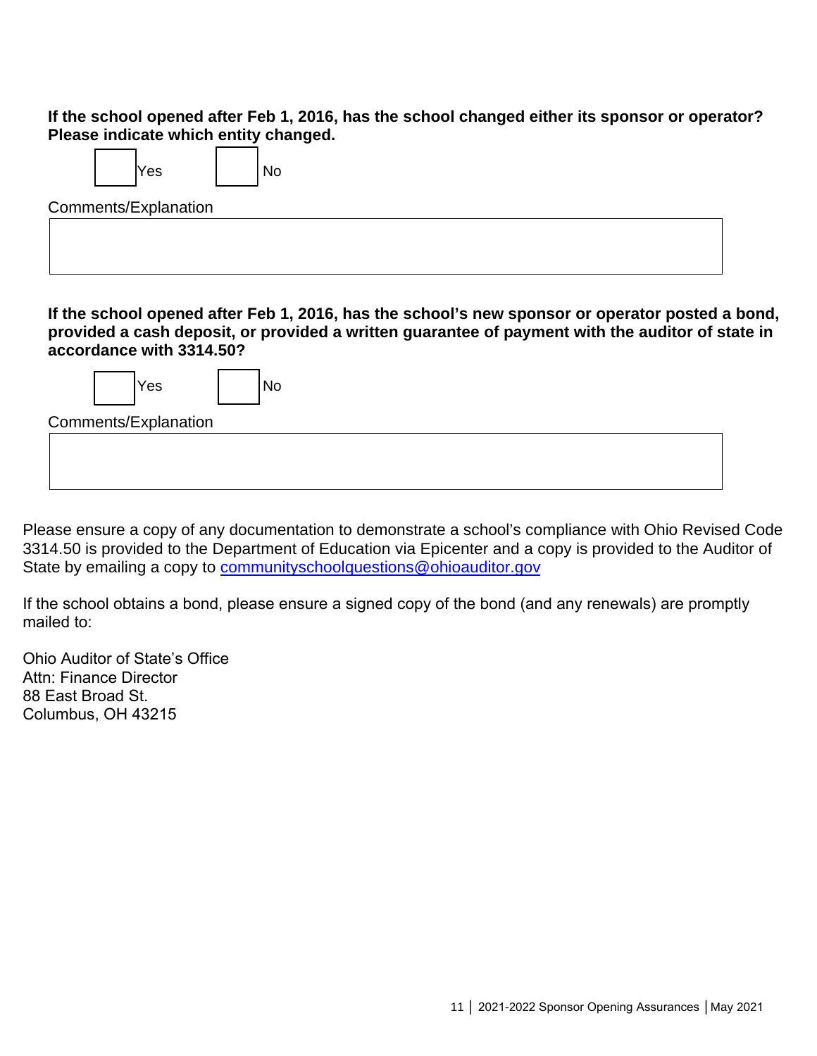**If the school opened after Feb 1, 2016, has the school changed either its sponsor or operator? Please indicate which entity changed.**

☐ Yes ☐ No

Comments/Explanation

| |
|---|
| |

**If the school opened after Feb 1, 2016, has the school's new sponsor or operator posted a bond, provided a cash deposit, or provided a written guarantee of payment with the auditor of state in accordance with 3314.50?**

☐ Yes ☐ No

Comments/Explanation

| |
|---|
| |

Please ensure a copy of any documentation to demonstrate a school's compliance with Ohio Revised Code 3314.50 is provided to the Department of Education via Epicenter and a copy is provided to the Auditor of State by emailing a copy to communityschoolquestions@ohioauditor.gov

If the school obtains a bond, please ensure a signed copy of the bond (and any renewals) are promptly mailed to:

Ohio Auditor of State's Office
Attn: Finance Director
88 East Broad St.
Columbus, OH 43215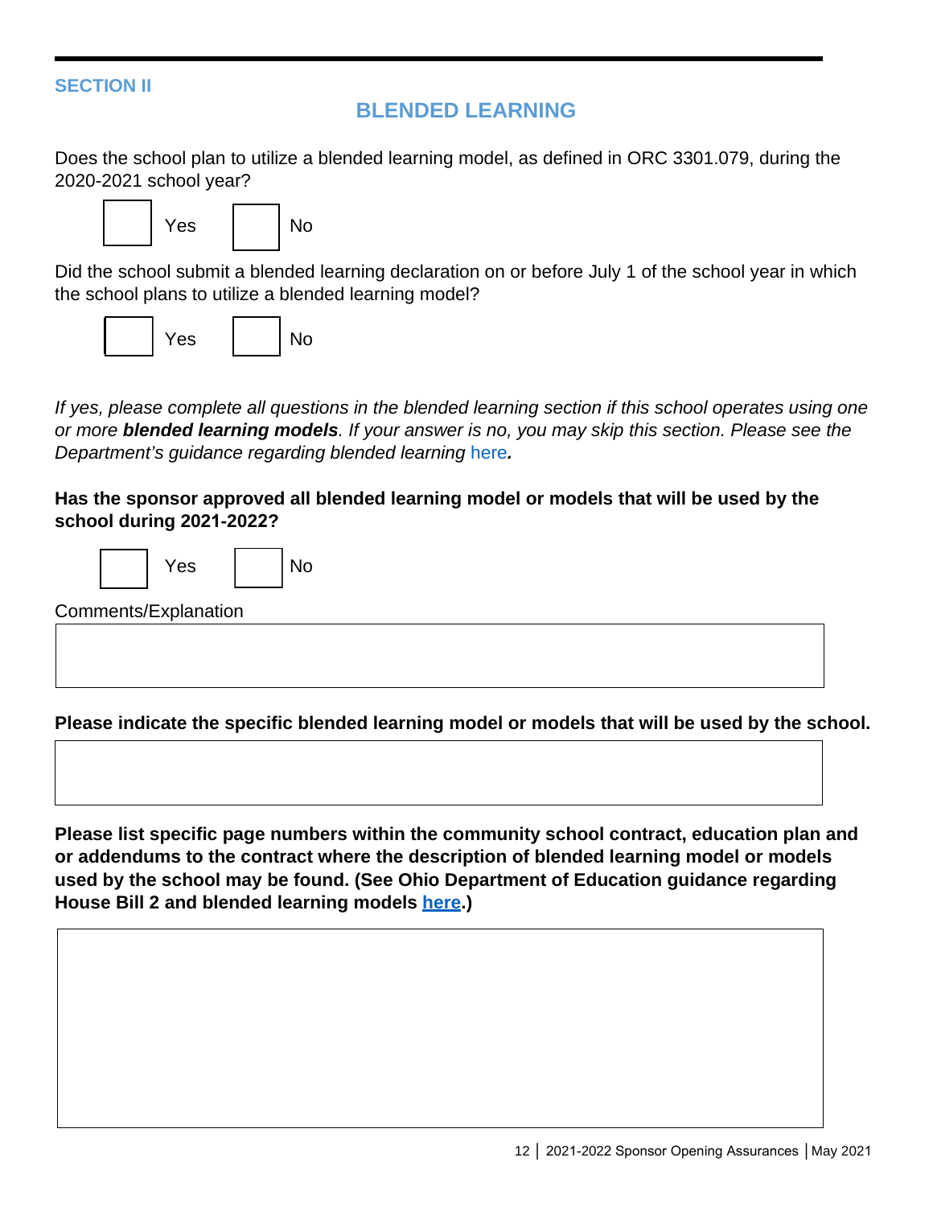SECTION II

## BLENDED LEARNING

Does the school plan to utilize a blended learning model, as defined in ORC 3301.079, during the 2020-2021 school year?

☐ Yes ☐ No

Did the school submit a blended learning declaration on or before July 1 of the school year in which the school plans to utilize a blended learning model?

☐ Yes ☐ No

*If yes, please complete all questions in the blended learning section if this school operates using one or more **blended learning models**. If your answer is no, you may skip this section. Please see the Department's guidance regarding blended learning* here***.***

**Has the sponsor approved all blended learning model or models that will be used by the school during 2021-2022?**

☐ Yes ☐ No

Comments/Explanation

**Please indicate the specific blended learning model or models that will be used by the school.**

**Please list specific page numbers within the community school contract, education plan and or addendums to the contract where the description of blended learning model or models used by the school may be found. (See Ohio Department of Education guidance regarding House Bill 2 and blended learning models here.)**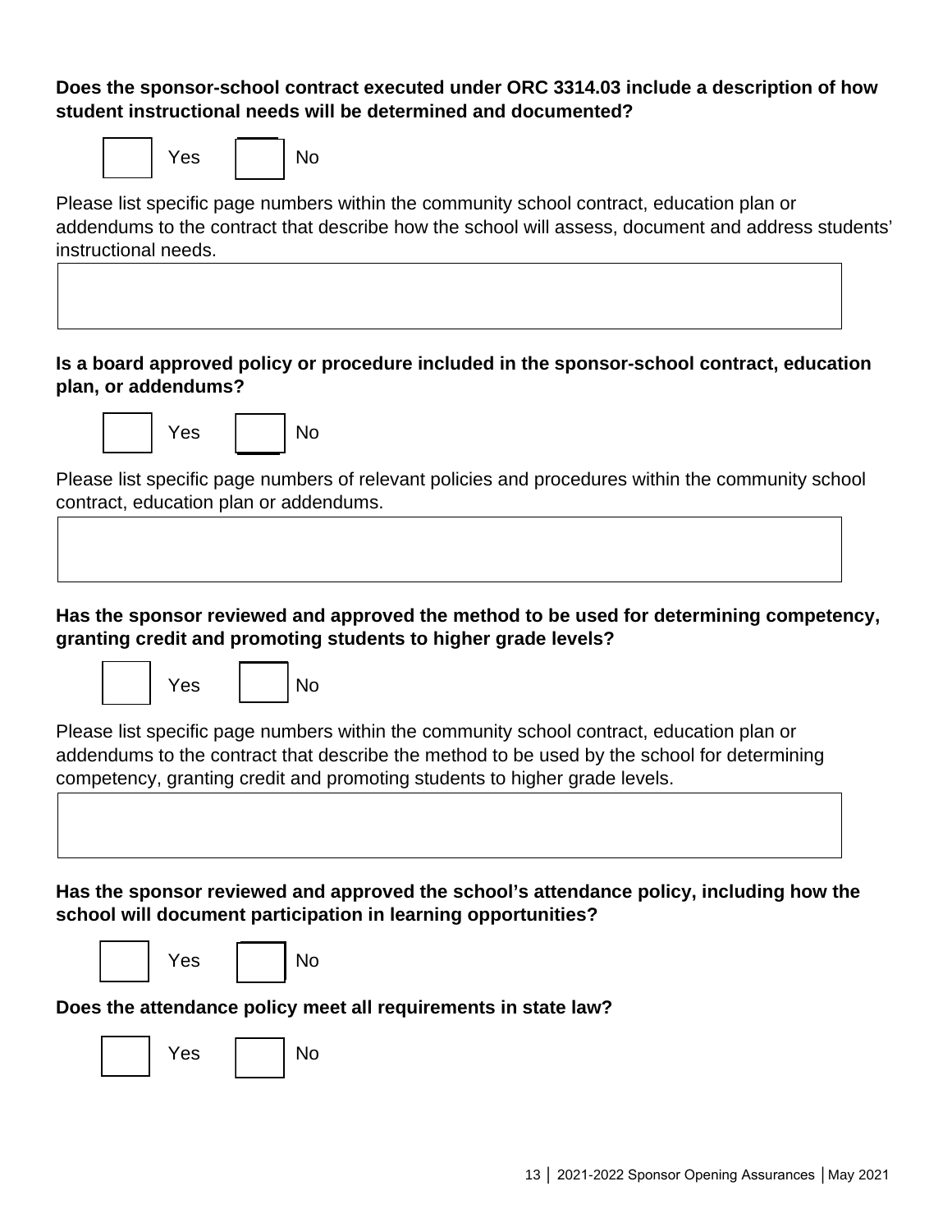**Does the sponsor-school contract executed under ORC 3314.03 include a description of how student instructional needs will be determined and documented?**

☐ Yes ☐ No

Please list specific page numbers within the community school contract, education plan or addendums to the contract that describe how the school will assess, document and address students' instructional needs.

| |
|---|
| |

**Is a board approved policy or procedure included in the sponsor-school contract, education plan, or addendums?**

☐ Yes ☐ No

Please list specific page numbers of relevant policies and procedures within the community school contract, education plan or addendums.

| |
|---|
| |

**Has the sponsor reviewed and approved the method to be used for determining competency, granting credit and promoting students to higher grade levels?**

☐ Yes ☐ No

Please list specific page numbers within the community school contract, education plan or addendums to the contract that describe the method to be used by the school for determining competency, granting credit and promoting students to higher grade levels.

| |
|---|
| |

**Has the sponsor reviewed and approved the school's attendance policy, including how the school will document participation in learning opportunities?**

☐ Yes ☐ No

**Does the attendance policy meet all requirements in state law?**

☐ Yes ☐ No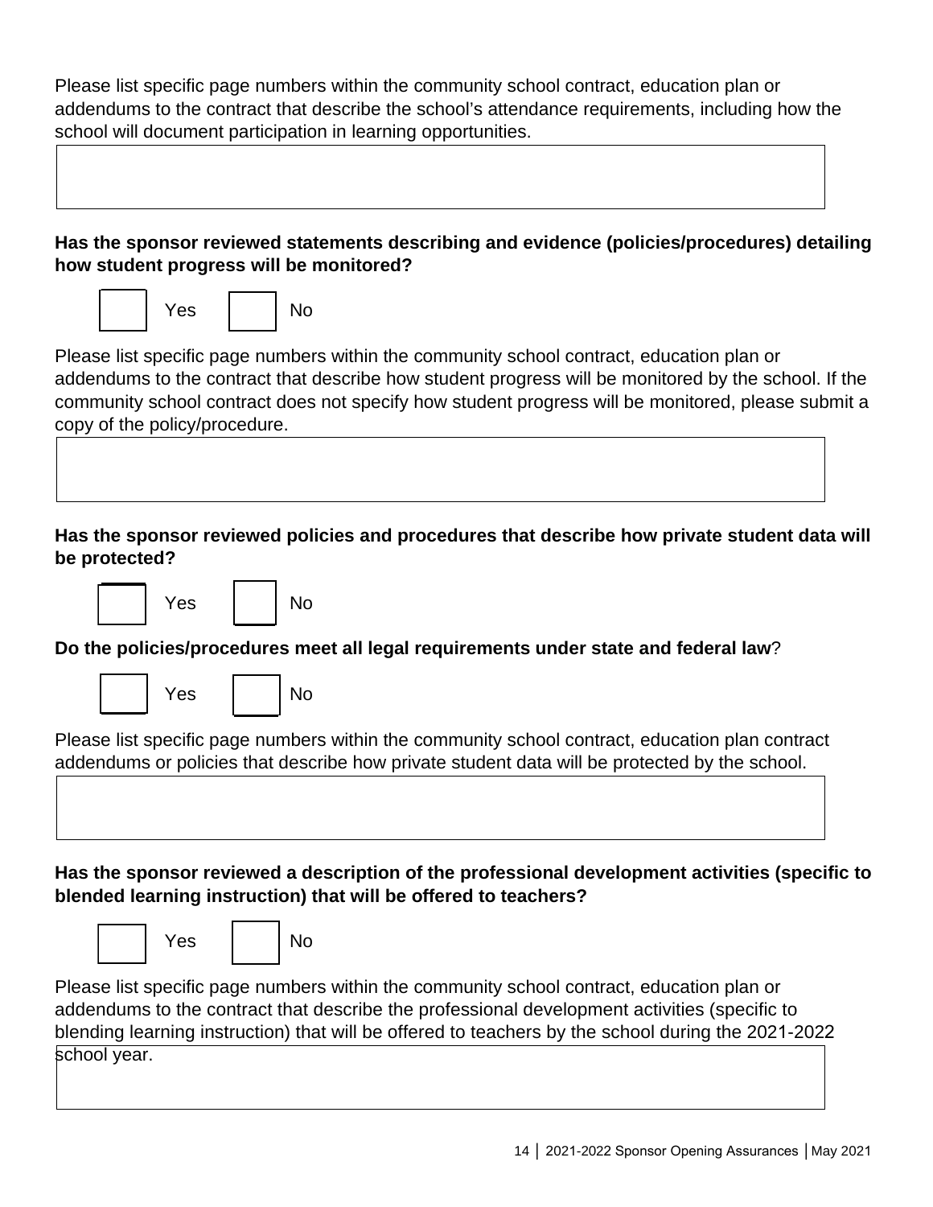Please list specific page numbers within the community school contract, education plan or addendums to the contract that describe the school's attendance requirements, including how the school will document participation in learning opportunities.

**Has the sponsor reviewed statements describing and evidence (policies/procedures) detailing how student progress will be monitored?**

☐ Yes ☐ No

Please list specific page numbers within the community school contract, education plan or addendums to the contract that describe how student progress will be monitored by the school. If the community school contract does not specify how student progress will be monitored, please submit a copy of the policy/procedure.

**Has the sponsor reviewed policies and procedures that describe how private student data will be protected?**

☐ Yes ☐ No

**Do the policies/procedures meet all legal requirements under state and federal law**?

☐ Yes ☐ No

Please list specific page numbers within the community school contract, education plan contract addendums or policies that describe how private student data will be protected by the school.

**Has the sponsor reviewed a description of the professional development activities (specific to blended learning instruction) that will be offered to teachers?**

☐ Yes ☐ No

Please list specific page numbers within the community school contract, education plan or addendums to the contract that describe the professional development activities (specific to blending learning instruction) that will be offered to teachers by the school during the 2021-2022 school year.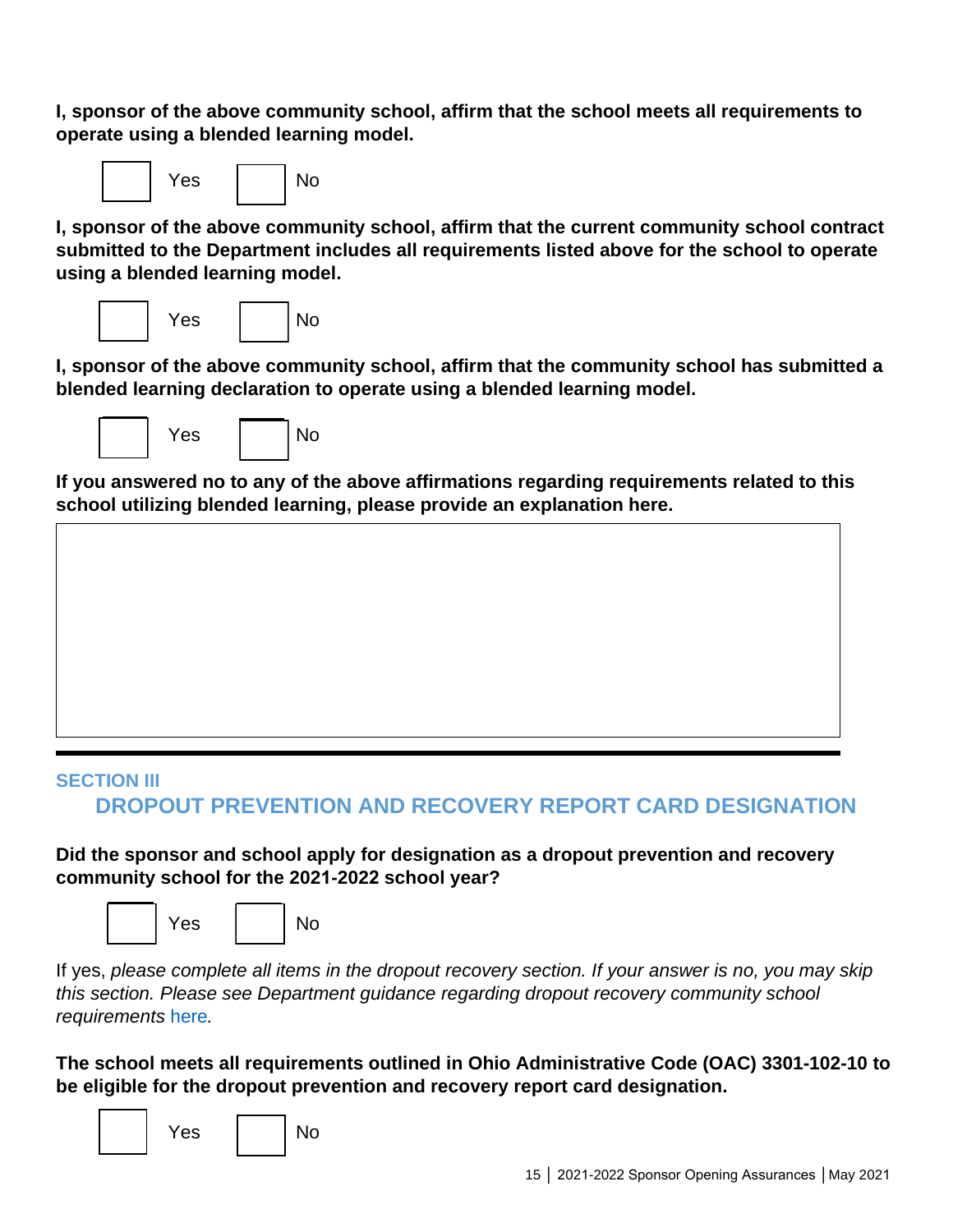**I, sponsor of the above community school, affirm that the school meets all requirements to operate using a blended learning model.**

☐ Yes ☐ No

**I, sponsor of the above community school, affirm that the current community school contract submitted to the Department includes all requirements listed above for the school to operate using a blended learning model.**

☐ Yes ☐ No

**I, sponsor of the above community school, affirm that the community school has submitted a blended learning declaration to operate using a blended learning model.**

☐ Yes ☐ No

**If you answered no to any of the above affirmations regarding requirements related to this school utilizing blended learning, please provide an explanation here.**

---

## SECTION III

## DROPOUT PREVENTION AND RECOVERY REPORT CARD DESIGNATION

**Did the sponsor and school apply for designation as a dropout prevention and recovery community school for the 2021-2022 school year?**

☐ Yes ☐ No

If yes, *please complete all items in the dropout recovery section. If your answer is no, you may skip this section. Please see Department guidance regarding dropout recovery community school requirements* here*.*

**The school meets all requirements outlined in Ohio Administrative Code (OAC) 3301-102-10 to be eligible for the dropout prevention and recovery report card designation.**

☐ Yes ☐ No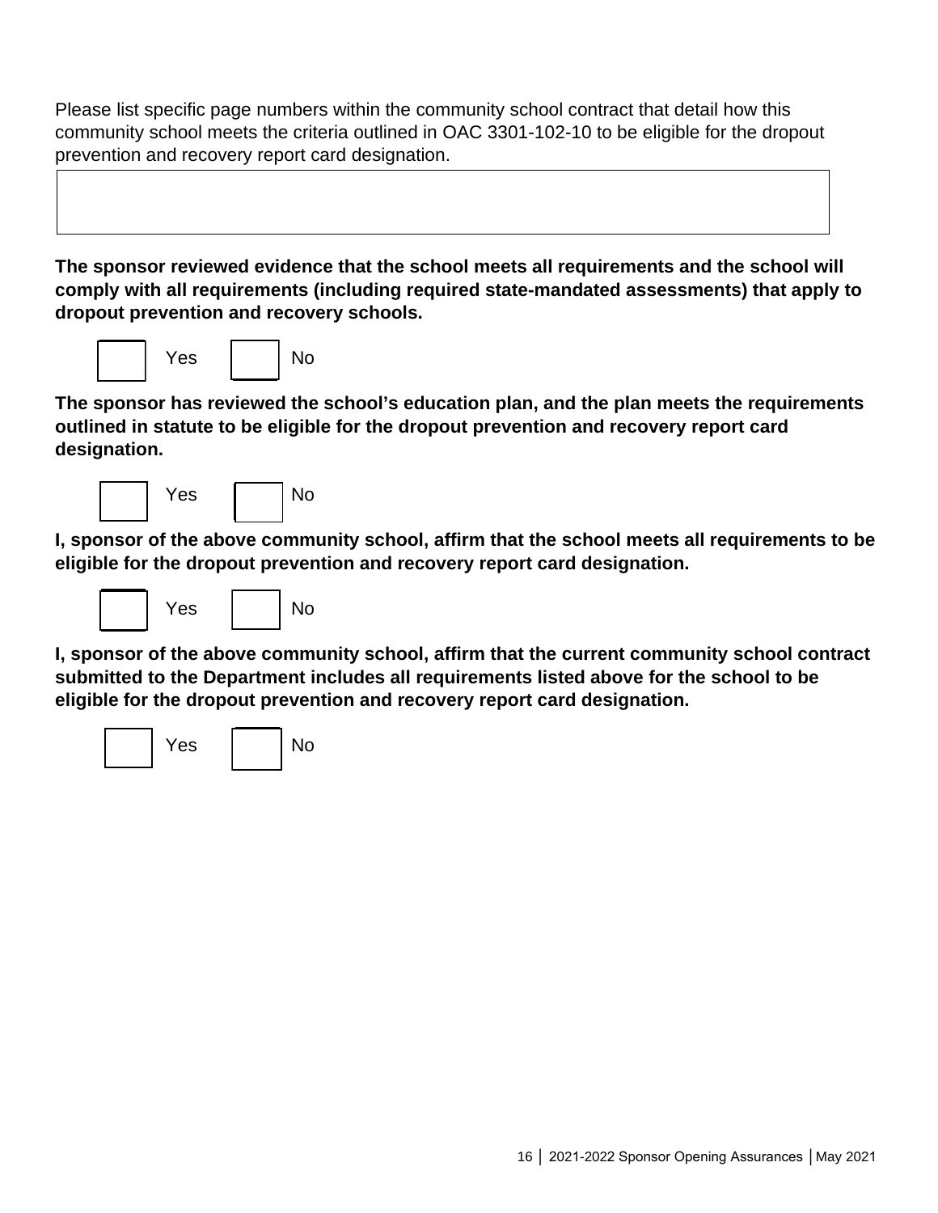Please list specific page numbers within the community school contract that detail how this community school meets the criteria outlined in OAC 3301-102-10 to be eligible for the dropout prevention and recovery report card designation.

**The sponsor reviewed evidence that the school meets all requirements and the school will comply with all requirements (including required state-mandated assessments) that apply to dropout prevention and recovery schools.**

☐ Yes ☐ No

**The sponsor has reviewed the school's education plan, and the plan meets the requirements outlined in statute to be eligible for the dropout prevention and recovery report card designation.**

☐ Yes ☐ No

**I, sponsor of the above community school, affirm that the school meets all requirements to be eligible for the dropout prevention and recovery report card designation.**

☐ Yes ☐ No

**I, sponsor of the above community school, affirm that the current community school contract submitted to the Department includes all requirements listed above for the school to be eligible for the dropout prevention and recovery report card designation.**

☐ Yes ☐ No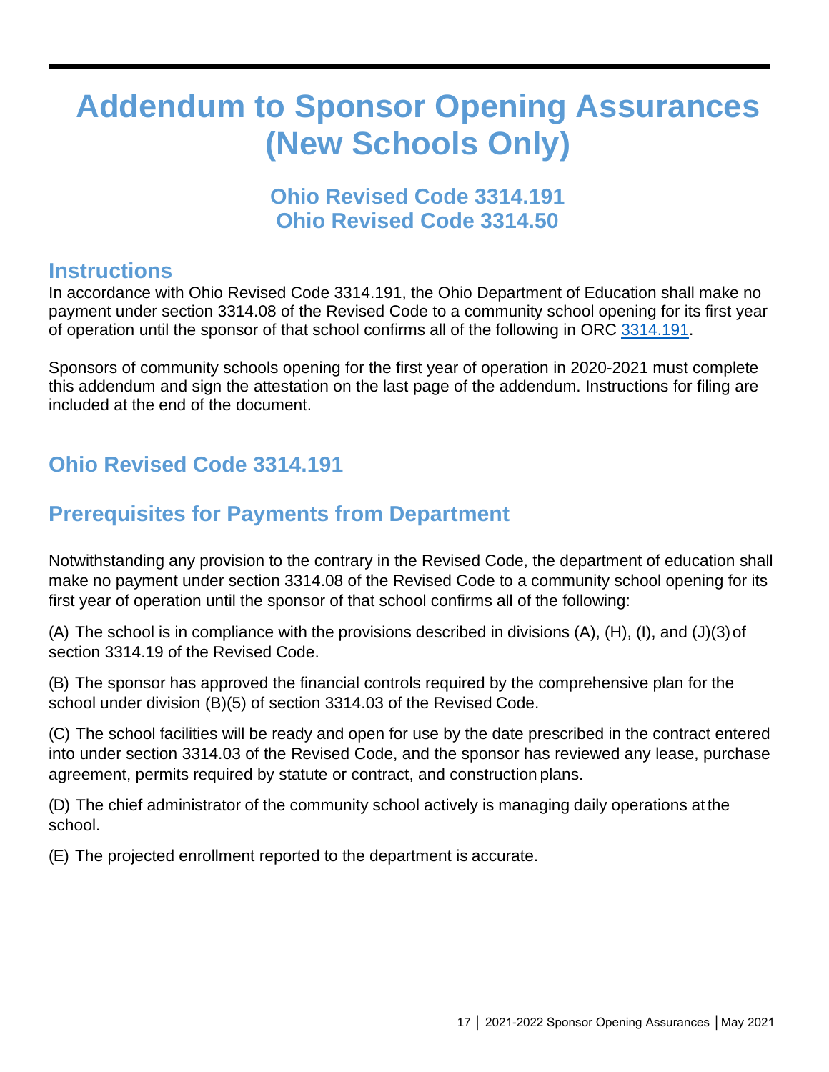# Addendum to Sponsor Opening Assurances (New Schools Only)

### Ohio Revised Code 3314.191
### Ohio Revised Code 3314.50

## Instructions

In accordance with Ohio Revised Code 3314.191, the Ohio Department of Education shall make no payment under section 3314.08 of the Revised Code to a community school opening for its first year of operation until the sponsor of that school confirms all of the following in ORC [3314.191](3314.191).

Sponsors of community schools opening for the first year of operation in 2020-2021 must complete this addendum and sign the attestation on the last page of the addendum. Instructions for filing are included at the end of the document.

## Ohio Revised Code 3314.191

## Prerequisites for Payments from Department

Notwithstanding any provision to the contrary in the Revised Code, the department of education shall make no payment under section 3314.08 of the Revised Code to a community school opening for its first year of operation until the sponsor of that school confirms all of the following:

(A) The school is in compliance with the provisions described in divisions (A), (H), (I), and (J)(3) of section 3314.19 of the Revised Code.

(B) The sponsor has approved the financial controls required by the comprehensive plan for the school under division (B)(5) of section 3314.03 of the Revised Code.

(C) The school facilities will be ready and open for use by the date prescribed in the contract entered into under section 3314.03 of the Revised Code, and the sponsor has reviewed any lease, purchase agreement, permits required by statute or contract, and construction plans.

(D) The chief administrator of the community school actively is managing daily operations at the school.

(E) The projected enrollment reported to the department is accurate.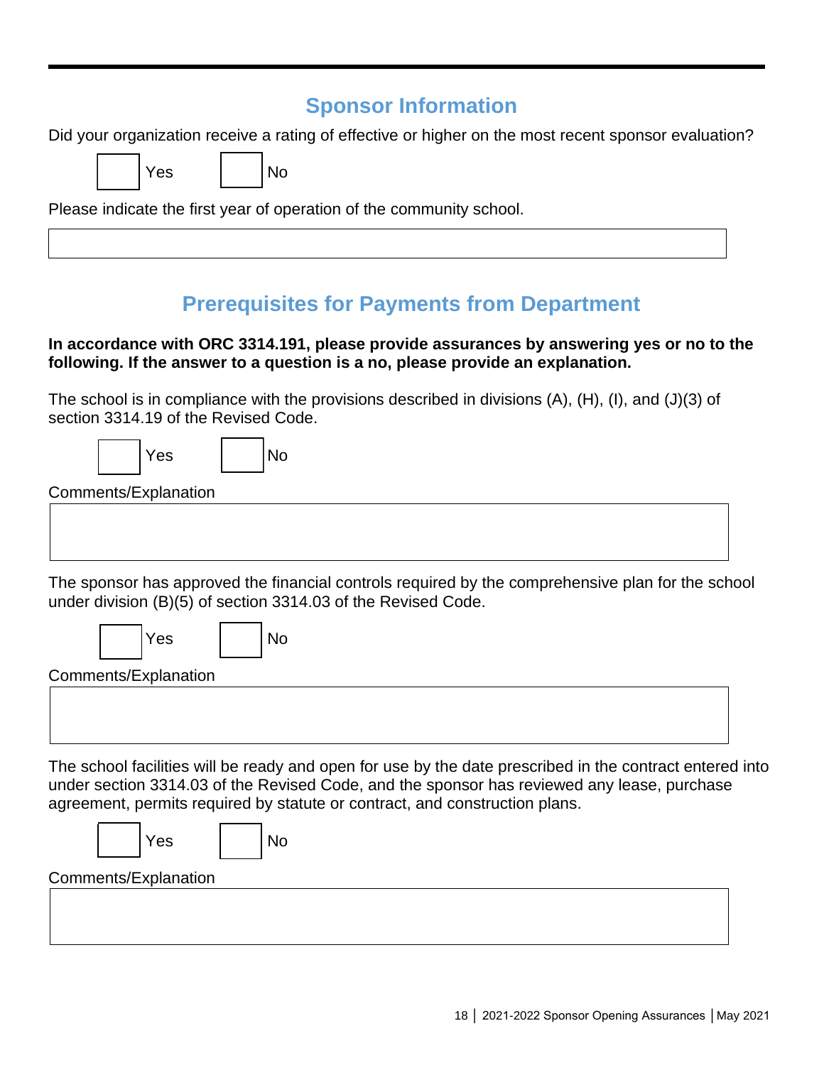## Sponsor Information

Did your organization receive a rating of effective or higher on the most recent sponsor evaluation?

☐ Yes ☐ No

Please indicate the first year of operation of the community school.

## Prerequisites for Payments from Department

**In accordance with ORC 3314.191, please provide assurances by answering yes or no to the following. If the answer to a question is a no, please provide an explanation.**

The school is in compliance with the provisions described in divisions (A), (H), (I), and (J)(3) of section 3314.19 of the Revised Code.

☐ Yes ☐ No

Comments/Explanation

The sponsor has approved the financial controls required by the comprehensive plan for the school under division (B)(5) of section 3314.03 of the Revised Code.

☐ Yes ☐ No

Comments/Explanation

The school facilities will be ready and open for use by the date prescribed in the contract entered into under section 3314.03 of the Revised Code, and the sponsor has reviewed any lease, purchase agreement, permits required by statute or contract, and construction plans.

☐ Yes ☐ No

Comments/Explanation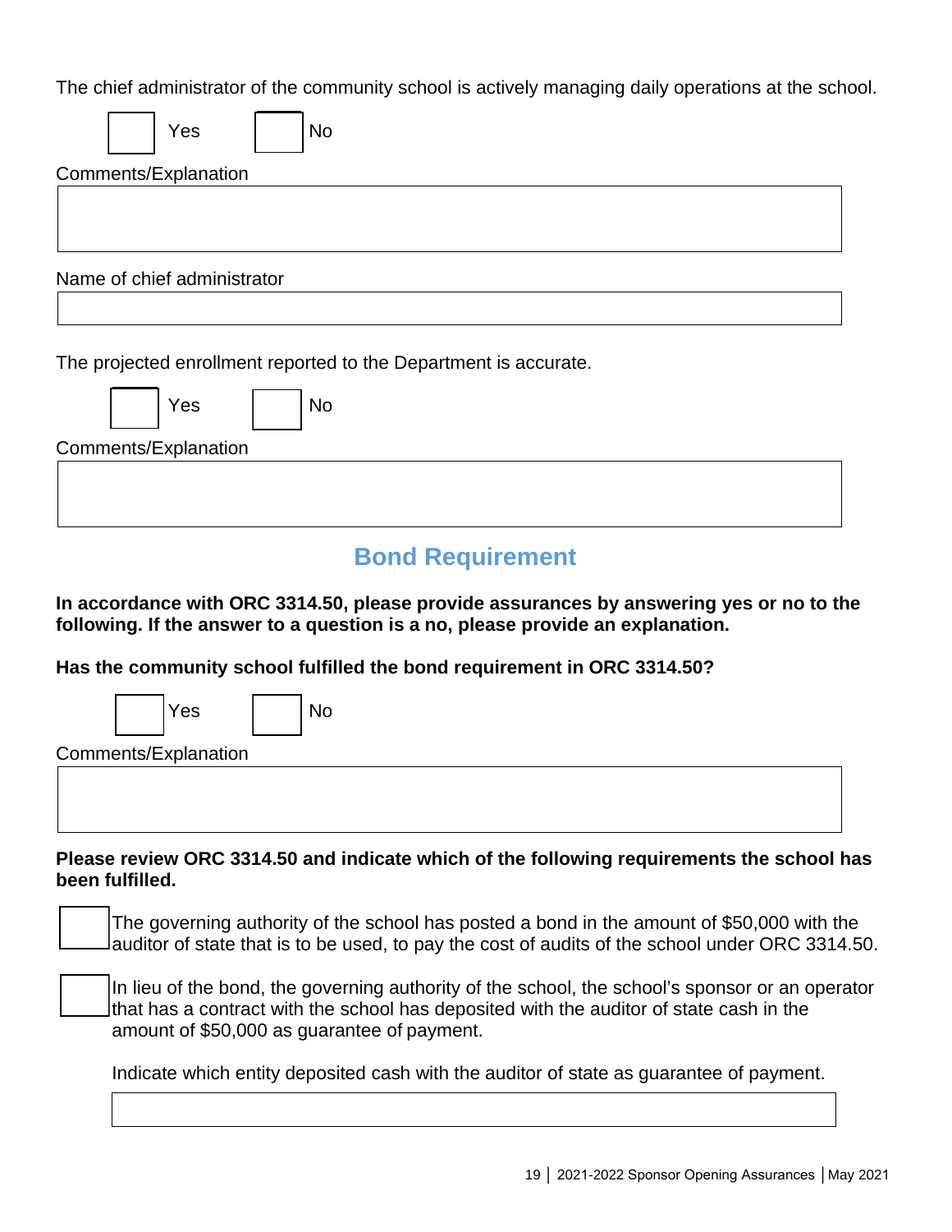The chief administrator of the community school is actively managing daily operations at the school.

☐ Yes ☐ No

Comments/Explanation

Name of chief administrator

The projected enrollment reported to the Department is accurate.

☐ Yes ☐ No

Comments/Explanation

## Bond Requirement

**In accordance with ORC 3314.50, please provide assurances by answering yes or no to the following. If the answer to a question is a no, please provide an explanation.**

**Has the community school fulfilled the bond requirement in ORC 3314.50?**

☐ Yes ☐ No

Comments/Explanation

**Please review ORC 3314.50 and indicate which of the following requirements the school has been fulfilled.**

☐ The governing authority of the school has posted a bond in the amount of $50,000 with the auditor of state that is to be used, to pay the cost of audits of the school under ORC 3314.50.

☐ In lieu of the bond, the governing authority of the school, the school's sponsor or an operator that has a contract with the school has deposited with the auditor of state cash in the amount of $50,000 as guarantee of payment.

Indicate which entity deposited cash with the auditor of state as guarantee of payment.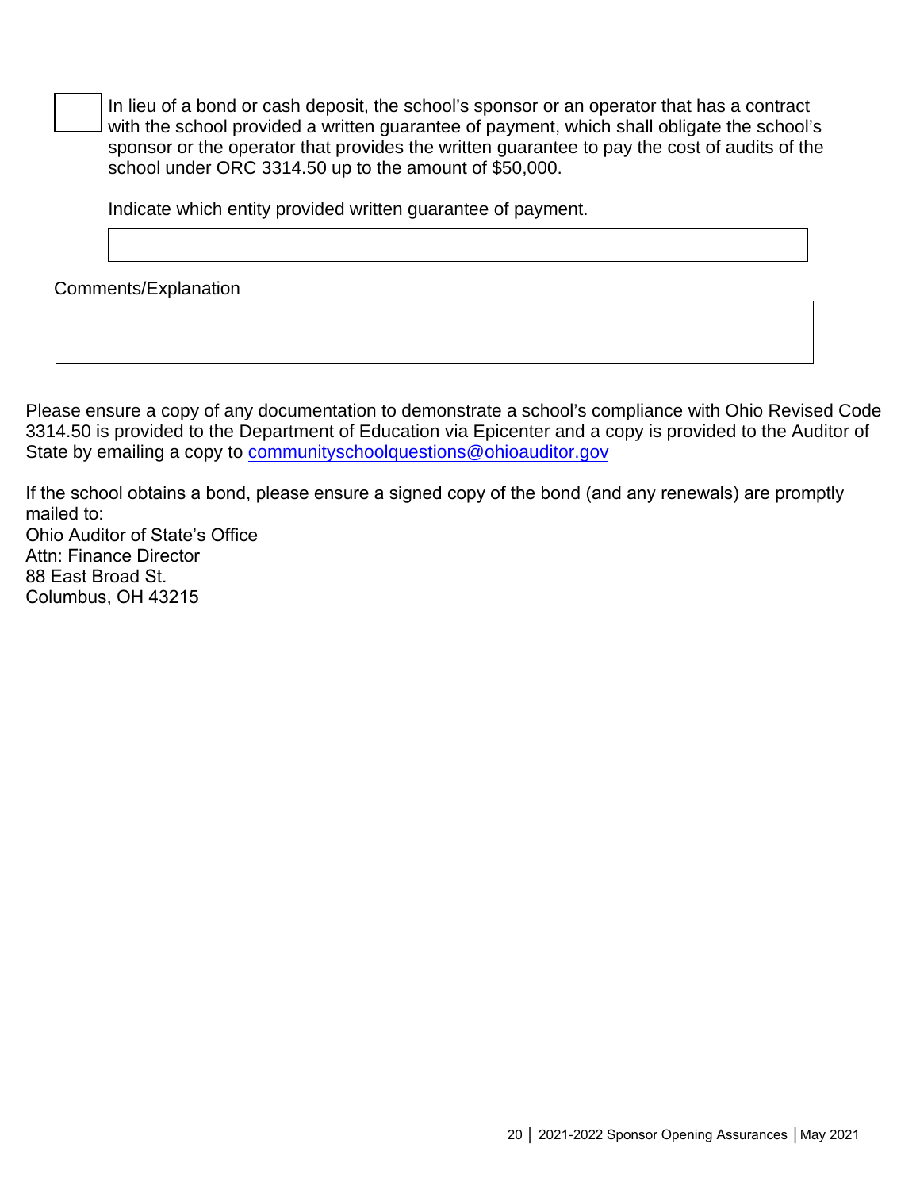☐ In lieu of a bond or cash deposit, the school's sponsor or an operator that has a contract with the school provided a written guarantee of payment, which shall obligate the school's sponsor or the operator that provides the written guarantee to pay the cost of audits of the school under ORC 3314.50 up to the amount of $50,000.

Indicate which entity provided written guarantee of payment.

| |
|---|
| |

Comments/Explanation

| |
|---|
| |

Please ensure a copy of any documentation to demonstrate a school's compliance with Ohio Revised Code 3314.50 is provided to the Department of Education via Epicenter and a copy is provided to the Auditor of State by emailing a copy to communityschoolquestions@ohioauditor.gov

If the school obtains a bond, please ensure a signed copy of the bond (and any renewals) are promptly mailed to:
Ohio Auditor of State's Office
Attn: Finance Director
88 East Broad St.
Columbus, OH 43215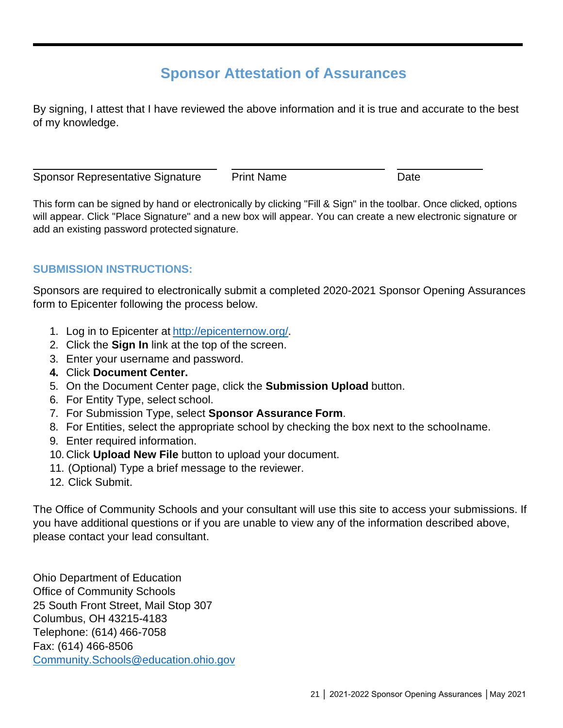## Sponsor Attestation of Assurances

By signing, I attest that I have reviewed the above information and it is true and accurate to the best of my knowledge.

| | | |
|---|---|---|
| Sponsor Representative Signature | Print Name | Date |

This form can be signed by hand or electronically by clicking "Fill & Sign" in the toolbar. Once clicked, options will appear. Click "Place Signature" and a new box will appear. You can create a new electronic signature or add an existing password protected signature.

### SUBMISSION INSTRUCTIONS:

Sponsors are required to electronically submit a completed 2020-2021 Sponsor Opening Assurances form to Epicenter following the process below.

1. Log in to Epicenter at http://epicenternow.org/.
2. Click the **Sign In** link at the top of the screen.
3. Enter your username and password.
4. Click **Document Center.**
5. On the Document Center page, click the **Submission Upload** button.
6. For Entity Type, select school.
7. For Submission Type, select **Sponsor Assurance Form**.
8. For Entities, select the appropriate school by checking the box next to the schoolname.
9. Enter required information.
10. Click **Upload New File** button to upload your document.
11. (Optional) Type a brief message to the reviewer.
12. Click Submit.

The Office of Community Schools and your consultant will use this site to access your submissions. If you have additional questions or if you are unable to view any of the information described above, please contact your lead consultant.

Ohio Department of Education
Office of Community Schools
25 South Front Street, Mail Stop 307
Columbus, OH 43215-4183
Telephone: (614) 466-7058
Fax: (614) 466-8506
Community.Schools@education.ohio.gov